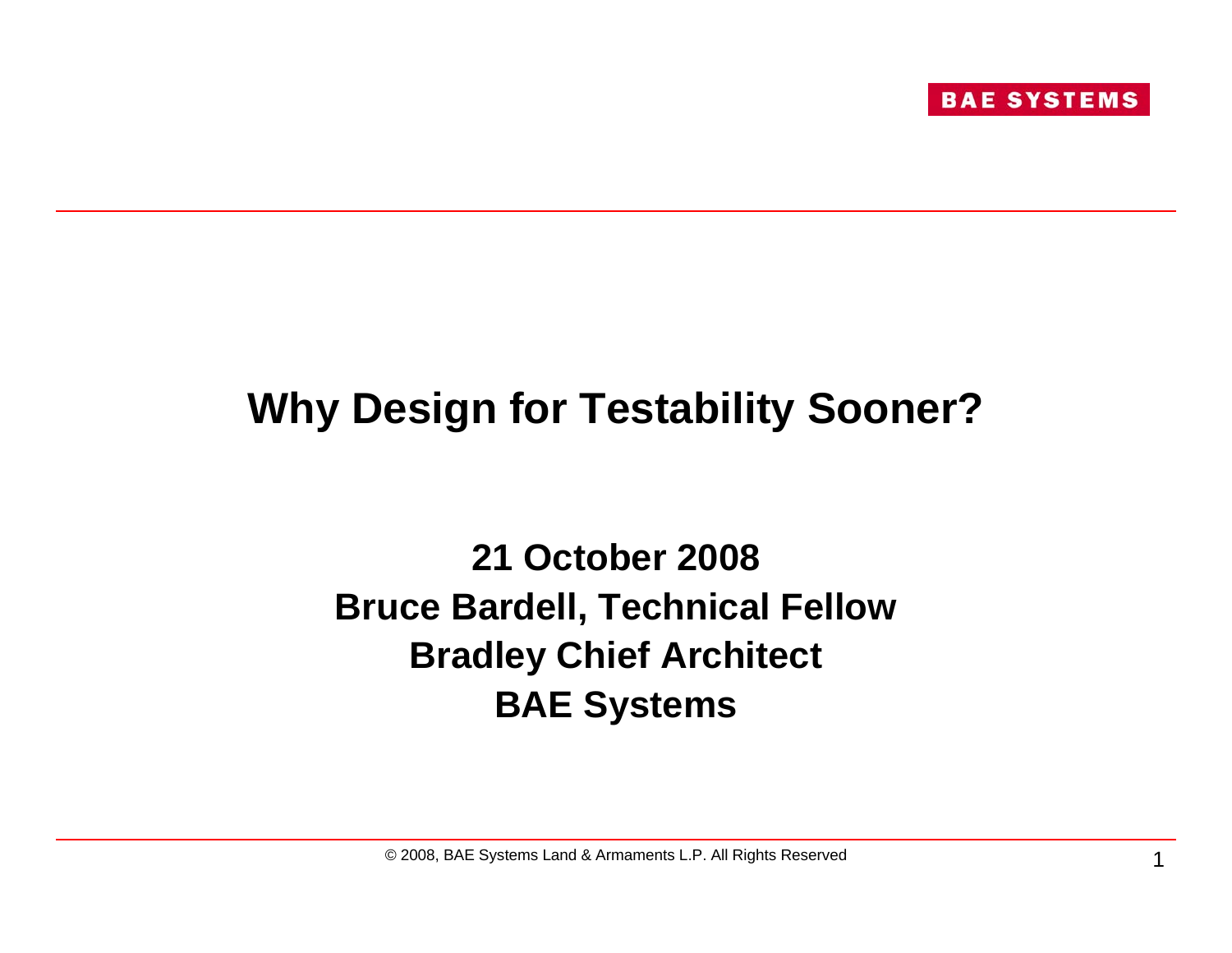BAE SYSTEMS

# Why Design for Testability Sooner?

**21 October 2008**
**Bruce Bardell, Technical Fellow**
**Bradley Chief Architect**
**BAE Systems**

© 2008, BAE Systems Land & Armaments L.P. All Rights Reserved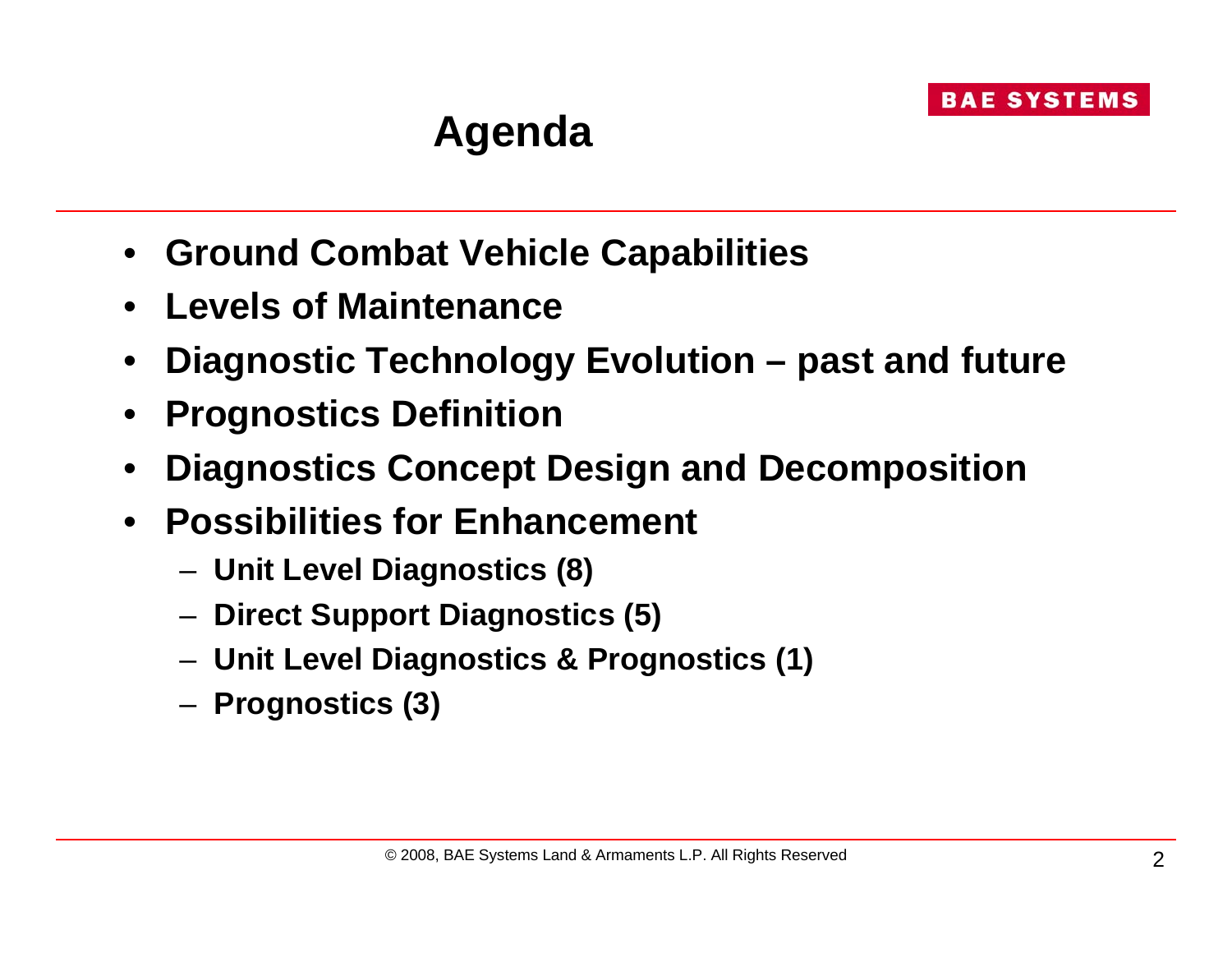# Agenda

- **Ground Combat Vehicle Capabilities**
- **Levels of Maintenance**
- **Diagnostic Technology Evolution – past and future**
- **Prognostics Definition**
- **Diagnostics Concept Design and Decomposition**
- **Possibilities for Enhancement**
  - **Unit Level Diagnostics (8)**
  - **Direct Support Diagnostics (5)**
  - **Unit Level Diagnostics & Prognostics (1)**
  - **Prognostics (3)**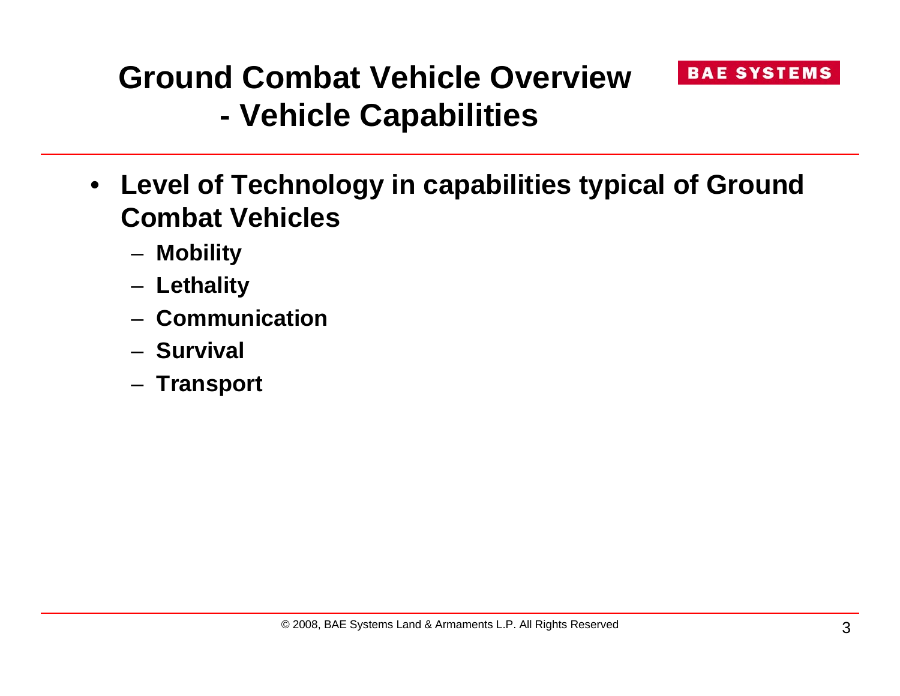# Ground Combat Vehicle Overview - Vehicle Capabilities

- **Level of Technology in capabilities typical of Ground Combat Vehicles**
  - **Mobility**
  - **Lethality**
  - **Communication**
  - **Survival**
  - **Transport**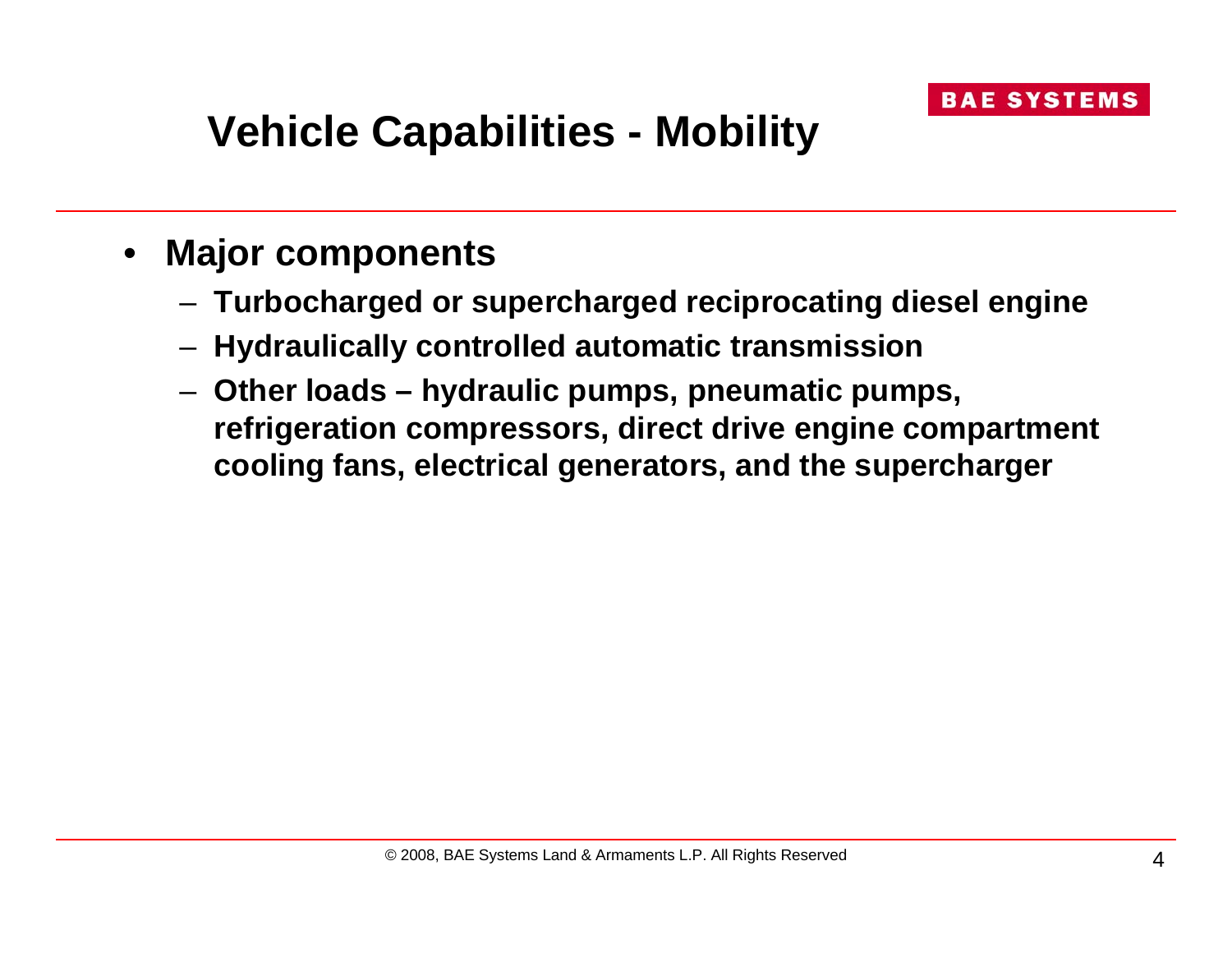# Vehicle Capabilities - Mobility

- **Major components**
  - **Turbocharged or supercharged reciprocating diesel engine**
  - **Hydraulically controlled automatic transmission**
  - **Other loads – hydraulic pumps, pneumatic pumps, refrigeration compressors, direct drive engine compartment cooling fans, electrical generators, and the supercharger**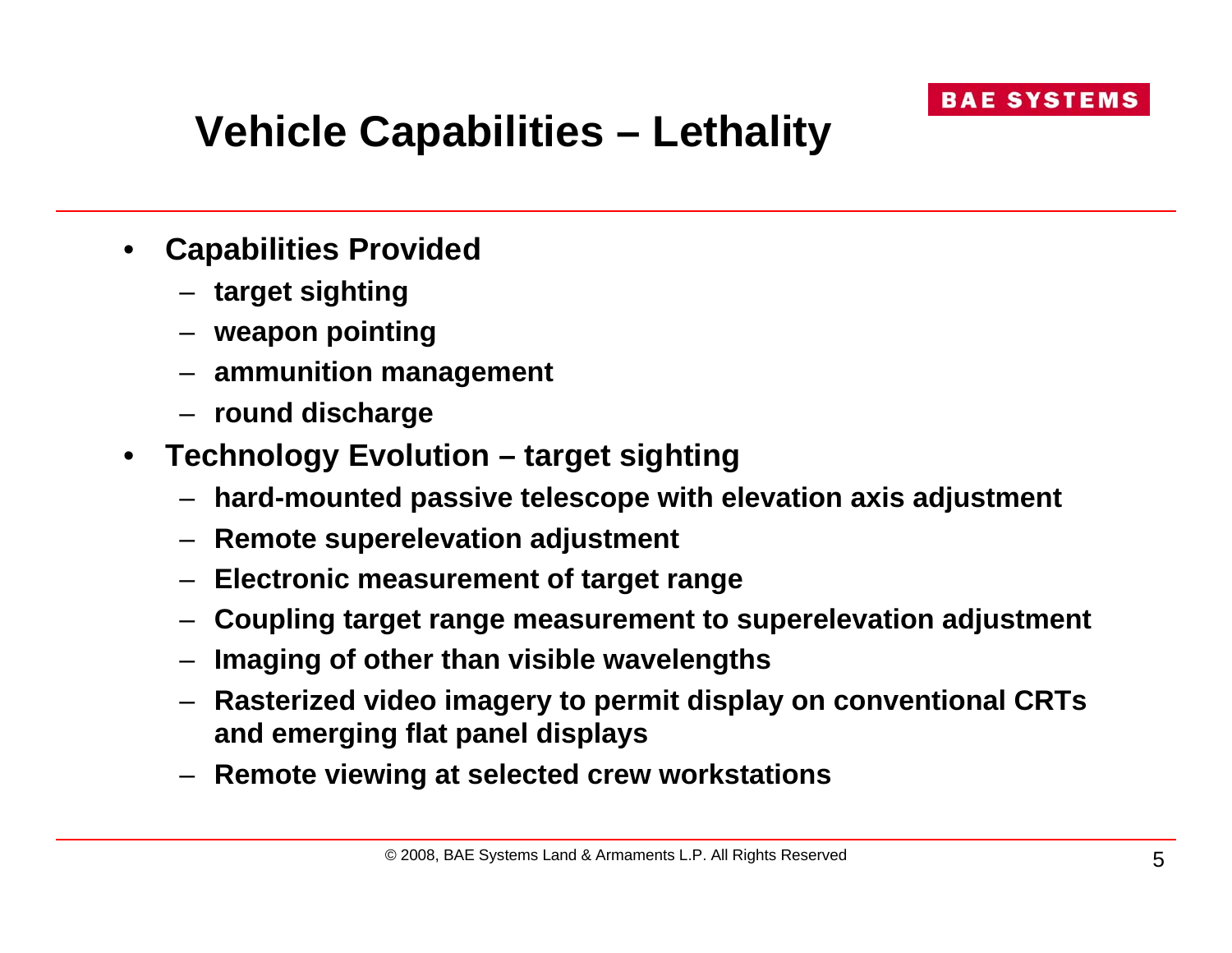# Vehicle Capabilities – Lethality

- **Capabilities Provided**
  - **target sighting**
  - **weapon pointing**
  - **ammunition management**
  - **round discharge**
- **Technology Evolution – target sighting**
  - **hard-mounted passive telescope with elevation axis adjustment**
  - **Remote superelevation adjustment**
  - **Electronic measurement of target range**
  - **Coupling target range measurement to superelevation adjustment**
  - **Imaging of other than visible wavelengths**
  - **Rasterized video imagery to permit display on conventional CRTs and emerging flat panel displays**
  - **Remote viewing at selected crew workstations**

© 2008, BAE Systems Land & Armaments L.P. All Rights Reserved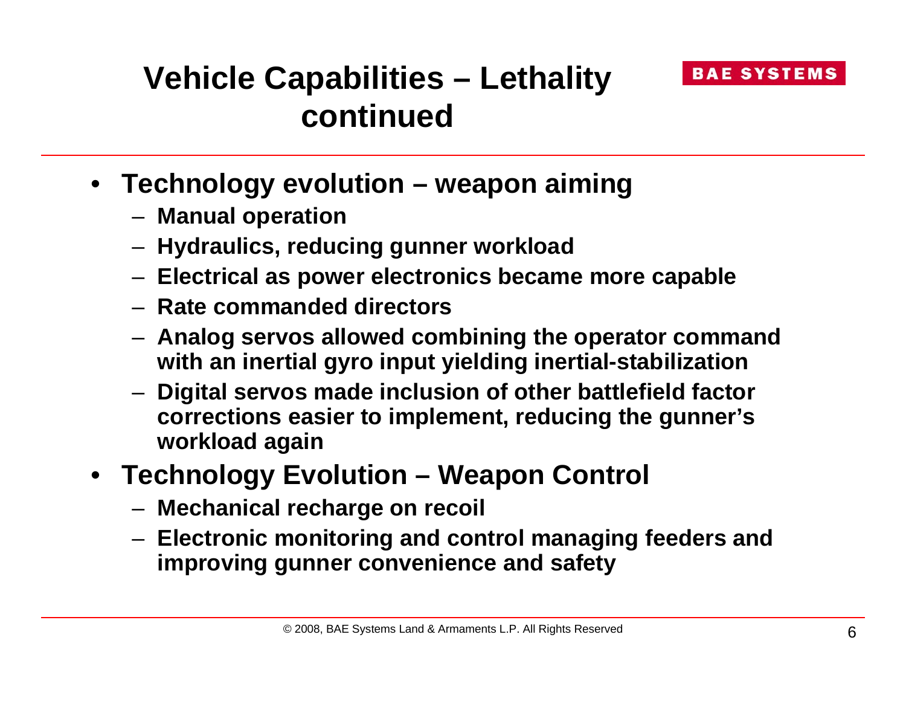# Vehicle Capabilities – Lethality continued

- **Technology evolution – weapon aiming**
  - **Manual operation**
  - **Hydraulics, reducing gunner workload**
  - **Electrical as power electronics became more capable**
  - **Rate commanded directors**
  - **Analog servos allowed combining the operator command with an inertial gyro input yielding inertial-stabilization**
  - **Digital servos made inclusion of other battlefield factor corrections easier to implement, reducing the gunner's workload again**
- **Technology Evolution – Weapon Control**
  - **Mechanical recharge on recoil**
  - **Electronic monitoring and control managing feeders and improving gunner convenience and safety**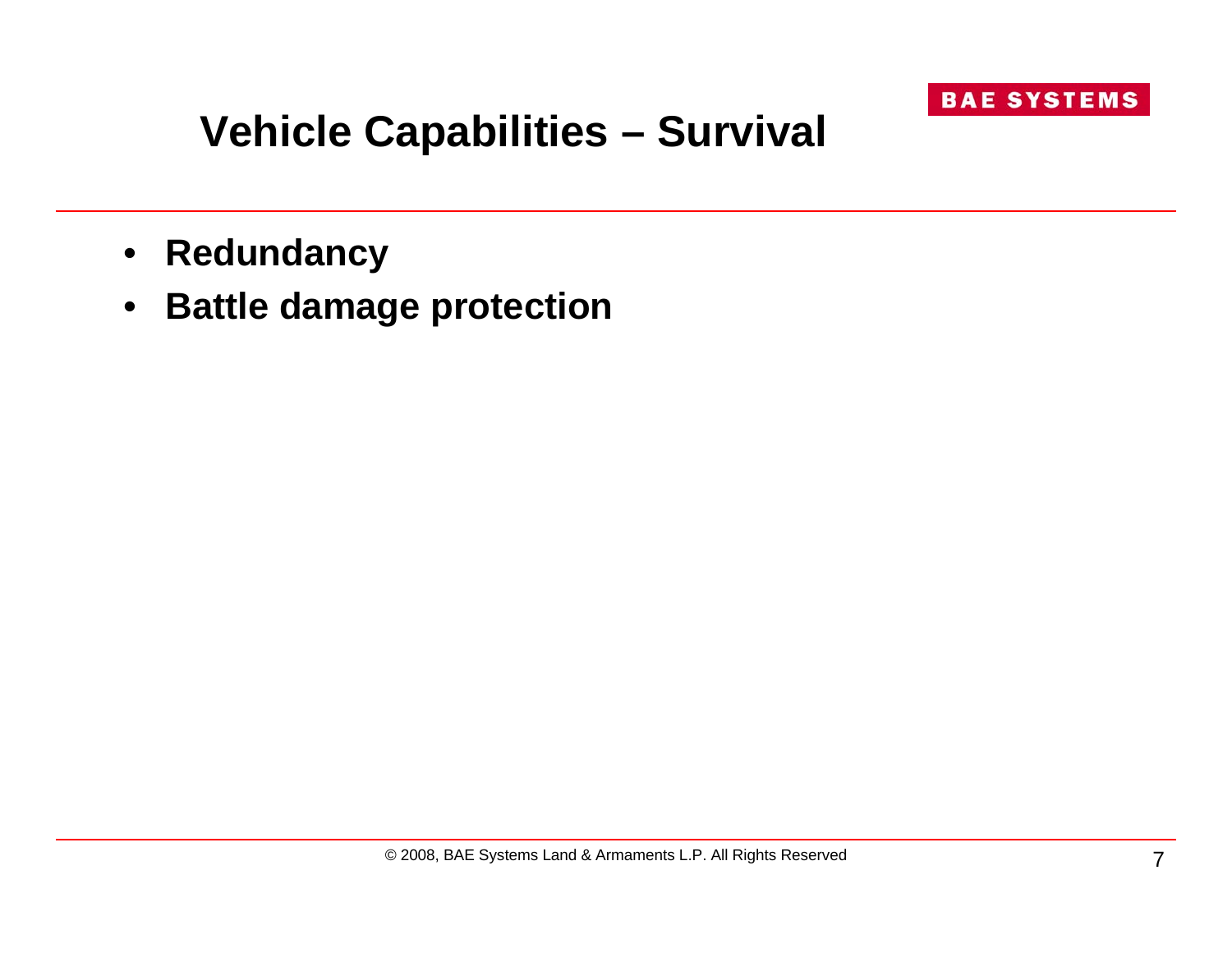# Vehicle Capabilities – Survival

- **Redundancy**
- **Battle damage protection**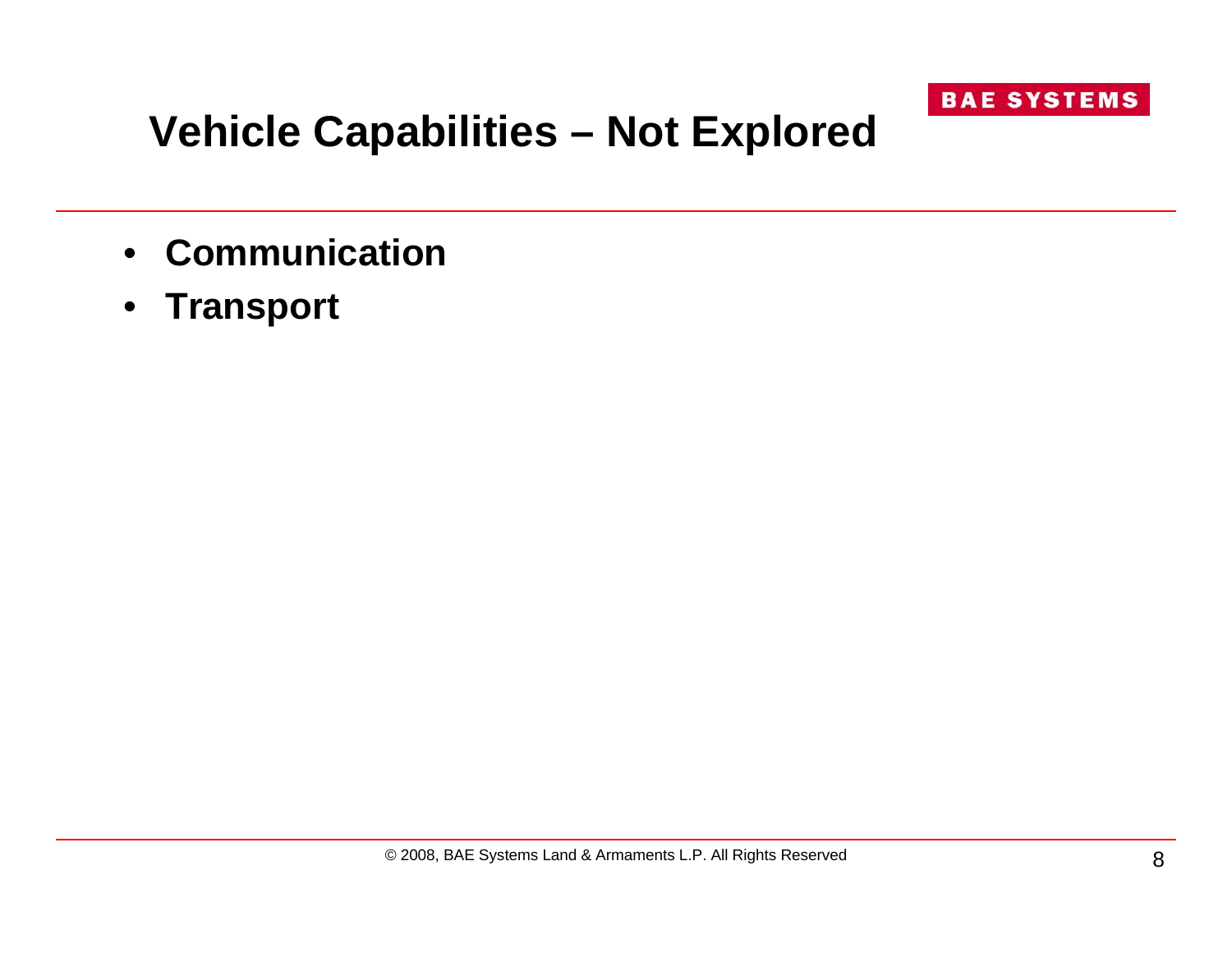# Vehicle Capabilities – Not Explored

- **Communication**
- **Transport**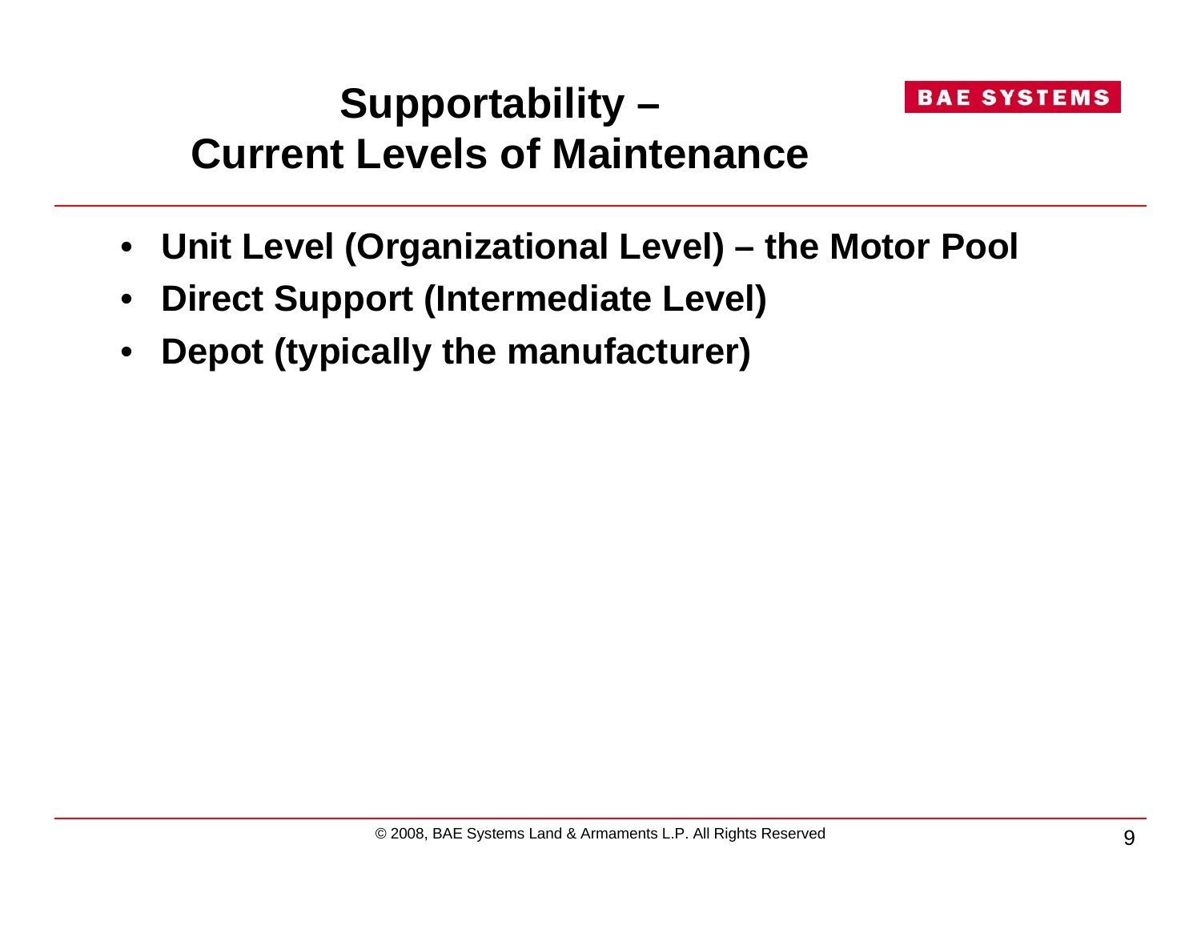# Supportability – Current Levels of Maintenance

- **Unit Level (Organizational Level) – the Motor Pool**
- **Direct Support (Intermediate Level)**
- **Depot (typically the manufacturer)**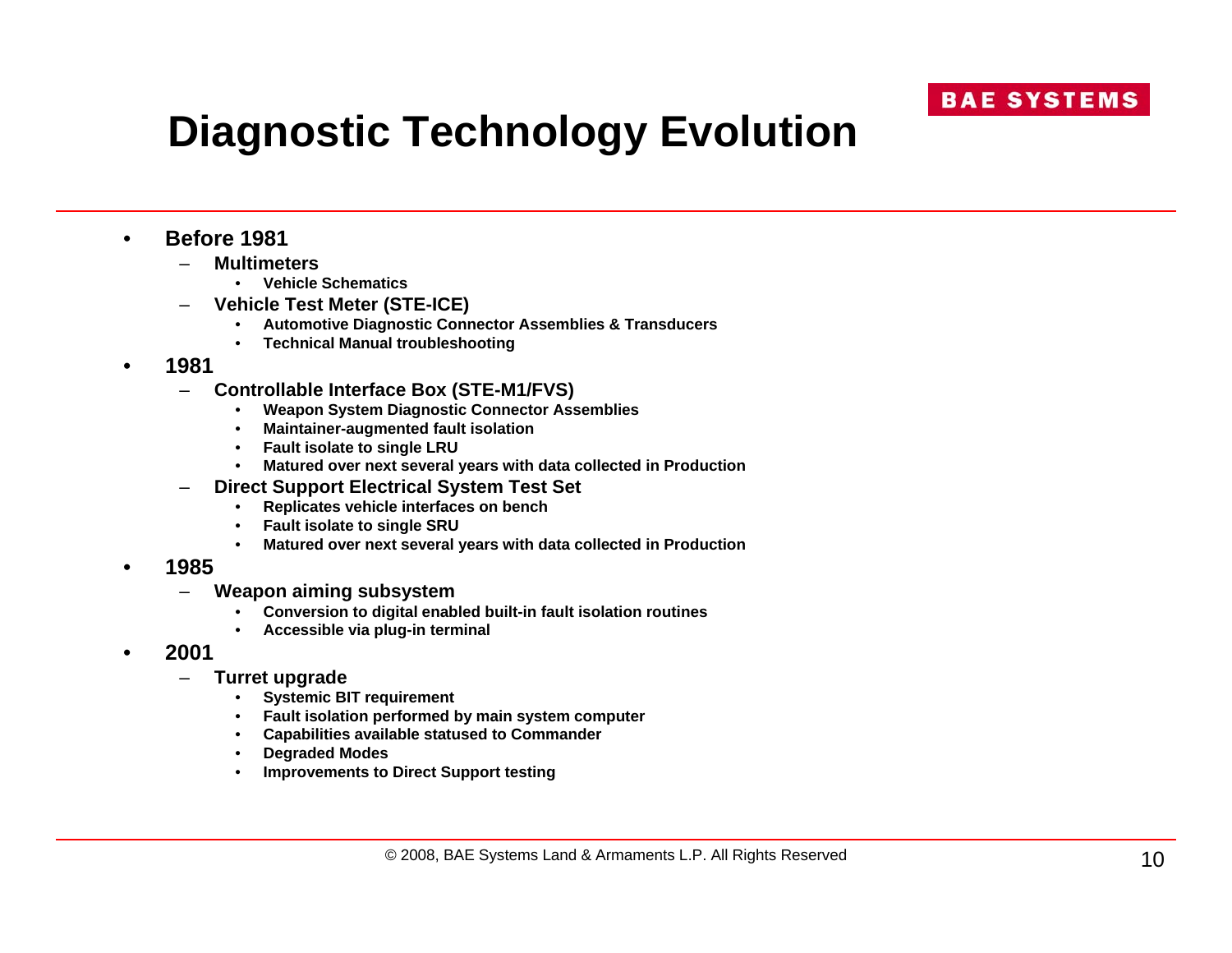# Diagnostic Technology Evolution

- **Before 1981**
  - **Multimeters**
    - **Vehicle Schematics**
  - **Vehicle Test Meter (STE-ICE)**
    - **Automotive Diagnostic Connector Assemblies & Transducers**
    - **Technical Manual troubleshooting**
- **1981**
  - **Controllable Interface Box (STE-M1/FVS)**
    - **Weapon System Diagnostic Connector Assemblies**
    - **Maintainer-augmented fault isolation**
    - **Fault isolate to single LRU**
    - **Matured over next several years with data collected in Production**
  - **Direct Support Electrical System Test Set**
    - **Replicates vehicle interfaces on bench**
    - **Fault isolate to single SRU**
    - **Matured over next several years with data collected in Production**
- **1985**
  - **Weapon aiming subsystem**
    - **Conversion to digital enabled built-in fault isolation routines**
    - **Accessible via plug-in terminal**
- **2001**
  - **Turret upgrade**
    - **Systemic BIT requirement**
    - **Fault isolation performed by main system computer**
    - **Capabilities available statused to Commander**
    - **Degraded Modes**
    - **Improvements to Direct Support testing**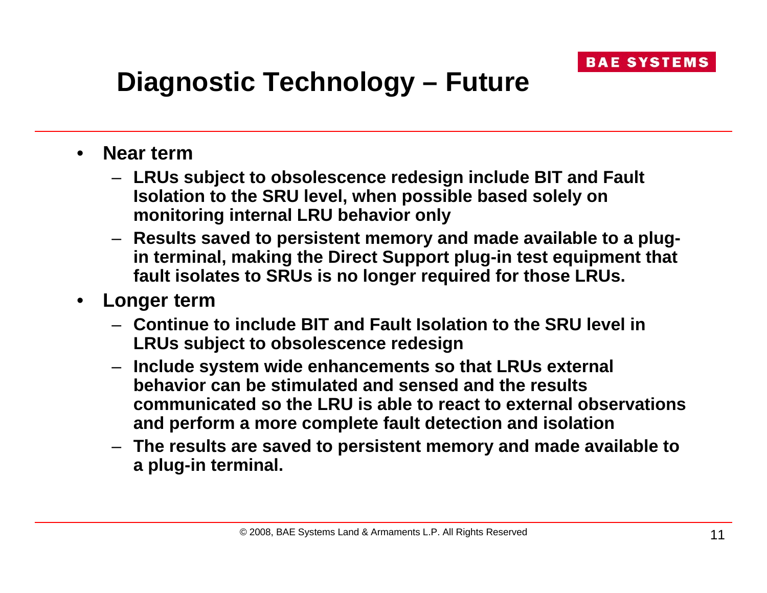# Diagnostic Technology – Future

- **Near term**
  - **LRUs subject to obsolescence redesign include BIT and Fault Isolation to the SRU level, when possible based solely on monitoring internal LRU behavior only**
  - **Results saved to persistent memory and made available to a plug-in terminal, making the Direct Support plug-in test equipment that fault isolates to SRUs is no longer required for those LRUs.**
- **Longer term**
  - **Continue to include BIT and Fault Isolation to the SRU level in LRUs subject to obsolescence redesign**
  - **Include system wide enhancements so that LRUs external behavior can be stimulated and sensed and the results communicated so the LRU is able to react to external observations and perform a more complete fault detection and isolation**
  - **The results are saved to persistent memory and made available to a plug-in terminal.**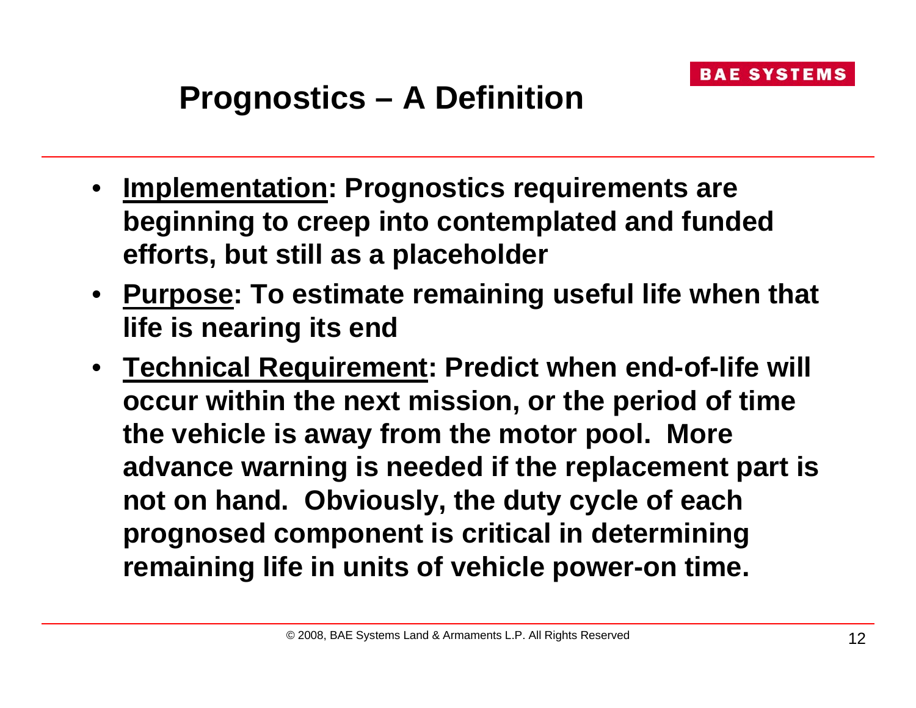# Prognostics – A Definition

- **Implementation: Prognostics requirements are beginning to creep into contemplated and funded efforts, but still as a placeholder**
- **Purpose: To estimate remaining useful life when that life is nearing its end**
- **Technical Requirement: Predict when end-of-life will occur within the next mission, or the period of time the vehicle is away from the motor pool. More advance warning is needed if the replacement part is not on hand. Obviously, the duty cycle of each prognosed component is critical in determining remaining life in units of vehicle power-on time.**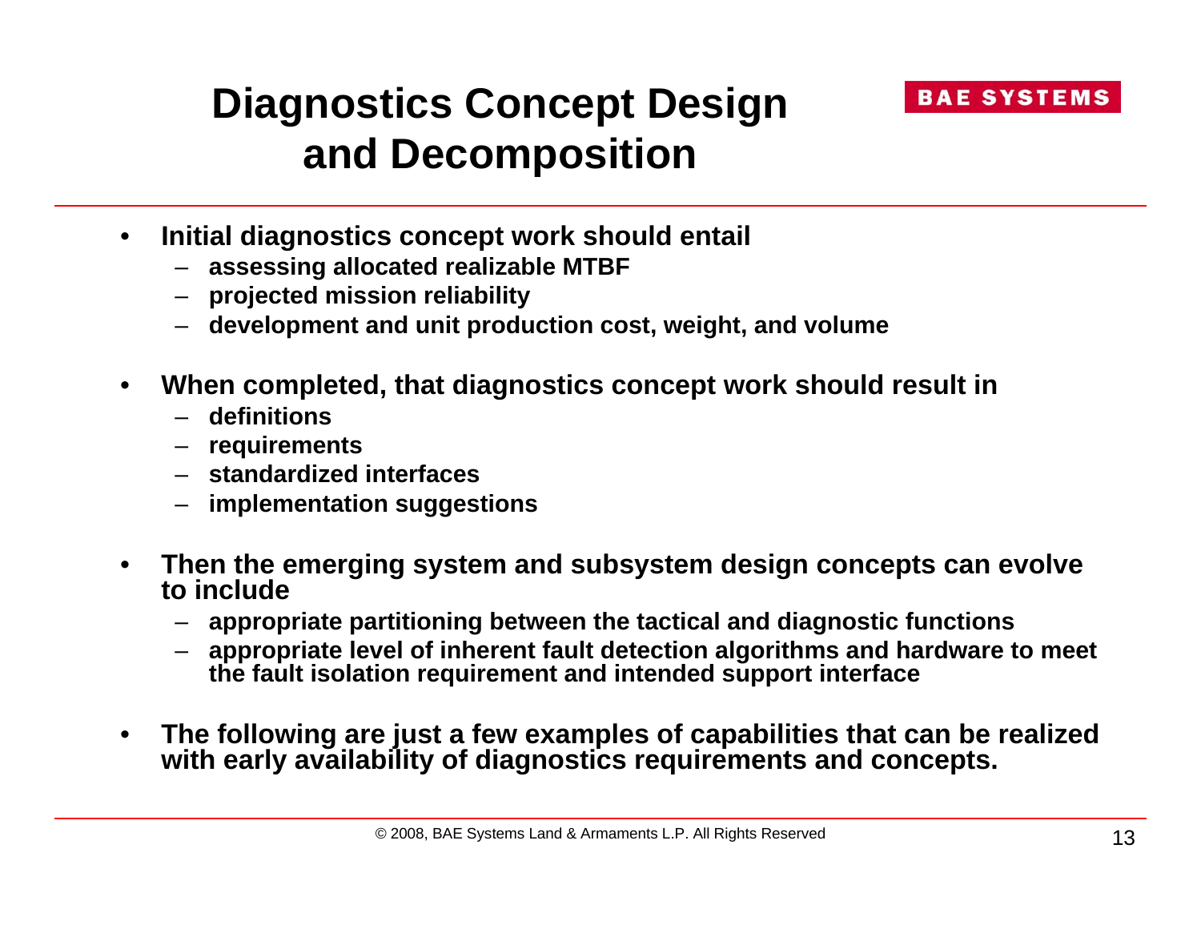# Diagnostics Concept Design and Decomposition

- Initial diagnostics concept work should entail
  - assessing allocated realizable MTBF
  - projected mission reliability
  - development and unit production cost, weight, and volume
- When completed, that diagnostics concept work should result in
  - definitions
  - requirements
  - standardized interfaces
  - implementation suggestions
- Then the emerging system and subsystem design concepts can evolve to include
  - appropriate partitioning between the tactical and diagnostic functions
  - appropriate level of inherent fault detection algorithms and hardware to meet the fault isolation requirement and intended support interface
- The following are just a few examples of capabilities that can be realized with early availability of diagnostics requirements and concepts.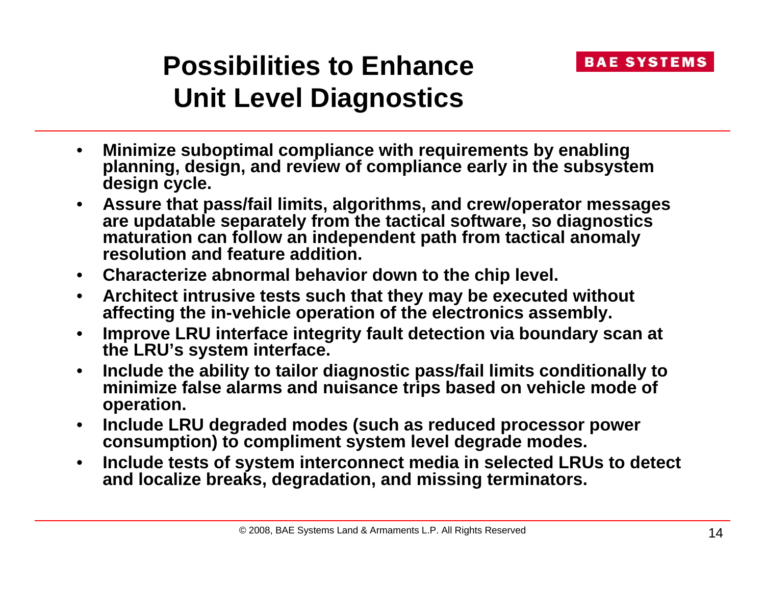# Possibilities to Enhance Unit Level Diagnostics

- Minimize suboptimal compliance with requirements by enabling planning, design, and review of compliance early in the subsystem design cycle.
- Assure that pass/fail limits, algorithms, and crew/operator messages are updatable separately from the tactical software, so diagnostics maturation can follow an independent path from tactical anomaly resolution and feature addition.
- Characterize abnormal behavior down to the chip level.
- Architect intrusive tests such that they may be executed without affecting the in-vehicle operation of the electronics assembly.
- Improve LRU interface integrity fault detection via boundary scan at the LRU's system interface.
- Include the ability to tailor diagnostic pass/fail limits conditionally to minimize false alarms and nuisance trips based on vehicle mode of operation.
- Include LRU degraded modes (such as reduced processor power consumption) to compliment system level degrade modes.
- Include tests of system interconnect media in selected LRUs to detect and localize breaks, degradation, and missing terminators.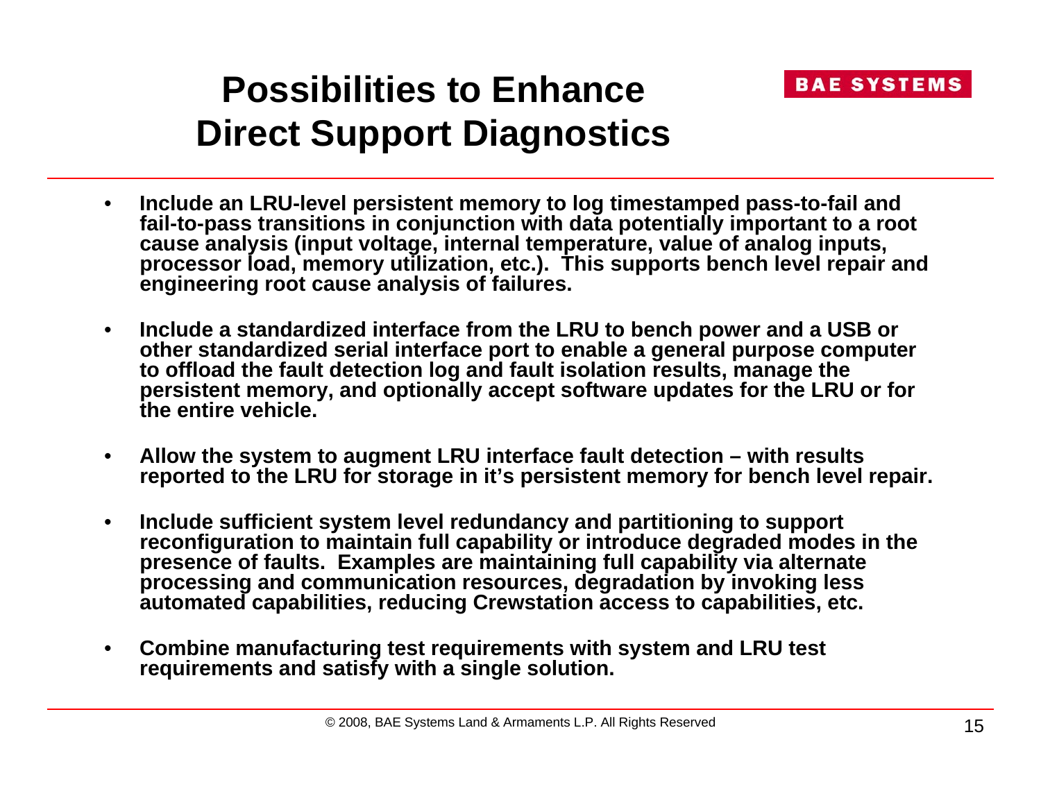# Possibilities to Enhance Direct Support Diagnostics

- **Include an LRU-level persistent memory to log timestamped pass-to-fail and fail-to-pass transitions in conjunction with data potentially important to a root cause analysis (input voltage, internal temperature, value of analog inputs, processor load, memory utilization, etc.). This supports bench level repair and engineering root cause analysis of failures.**

- **Include a standardized interface from the LRU to bench power and a USB or other standardized serial interface port to enable a general purpose computer to offload the fault detection log and fault isolation results, manage the persistent memory, and optionally accept software updates for the LRU or for the entire vehicle.**

- **Allow the system to augment LRU interface fault detection – with results reported to the LRU for storage in it's persistent memory for bench level repair.**

- **Include sufficient system level redundancy and partitioning to support reconfiguration to maintain full capability or introduce degraded modes in the presence of faults. Examples are maintaining full capability via alternate processing and communication resources, degradation by invoking less automated capabilities, reducing Crewstation access to capabilities, etc.**

- **Combine manufacturing test requirements with system and LRU test requirements and satisfy with a single solution.**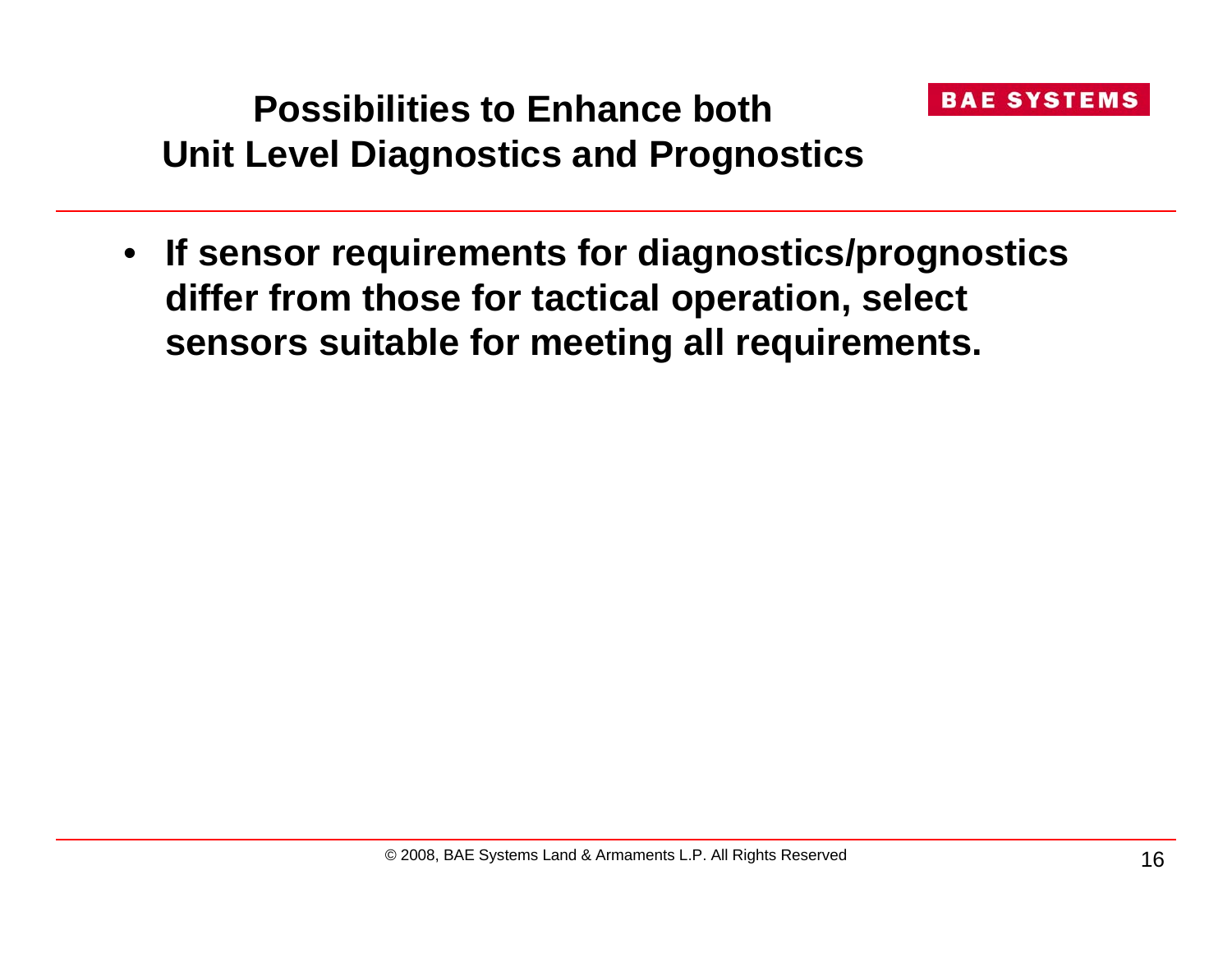# Possibilities to Enhance both Unit Level Diagnostics and Prognostics

- **If sensor requirements for diagnostics/prognostics differ from those for tactical operation, select sensors suitable for meeting all requirements.**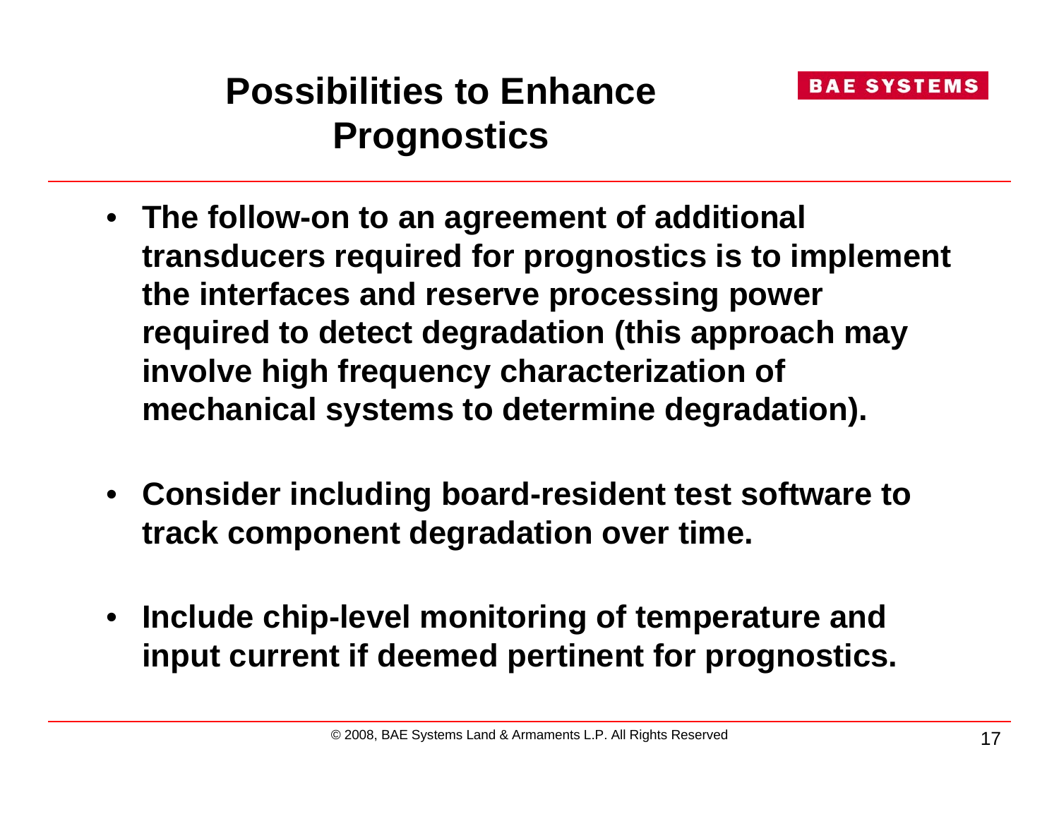# Possibilities to Enhance Prognostics

- **The follow-on to an agreement of additional transducers required for prognostics is to implement the interfaces and reserve processing power required to detect degradation (this approach may involve high frequency characterization of mechanical systems to determine degradation).**

- **Consider including board-resident test software to track component degradation over time.**

- **Include chip-level monitoring of temperature and input current if deemed pertinent for prognostics.**

© 2008, BAE Systems Land & Armaments L.P. All Rights Reserved